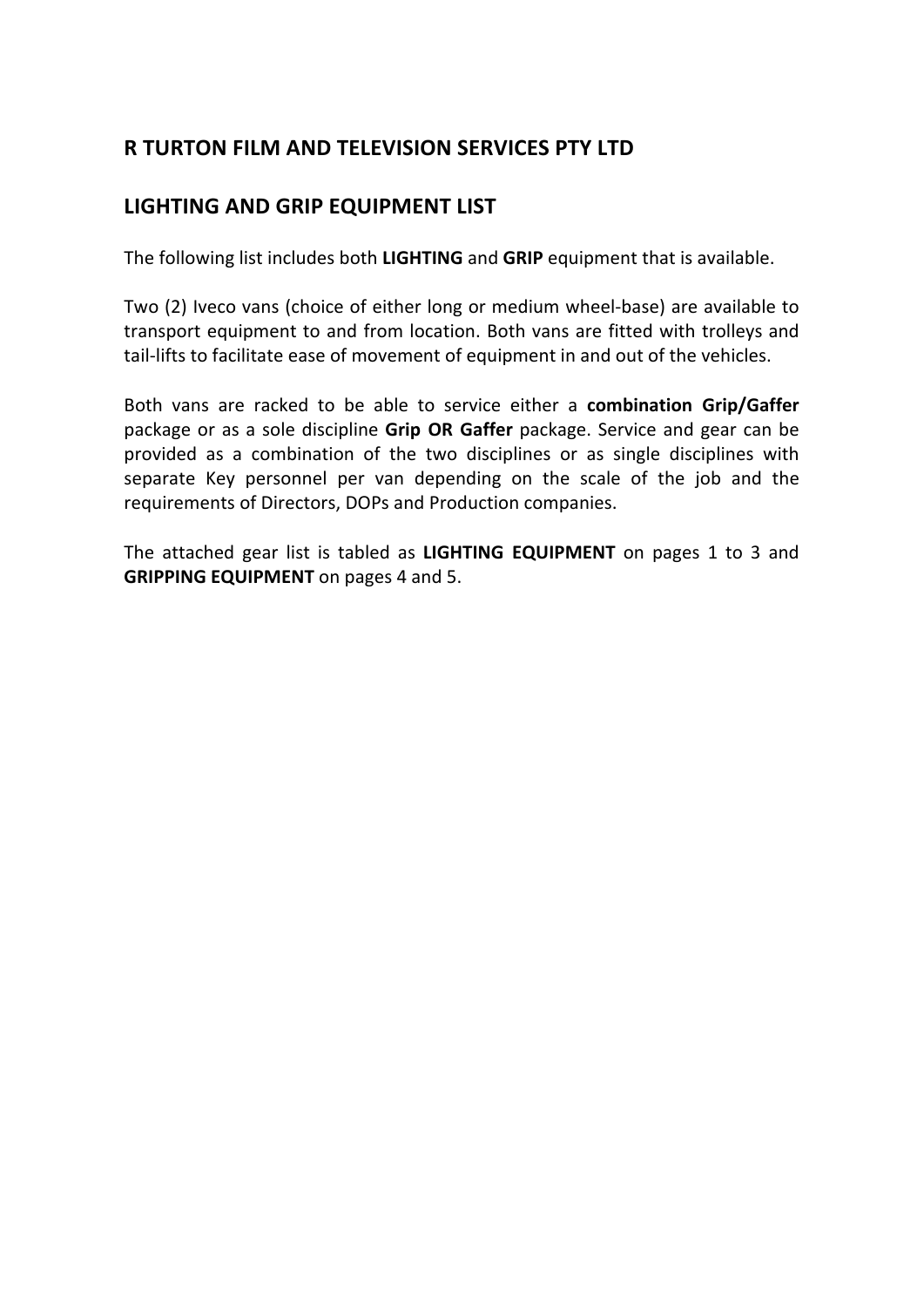## R TURTON FILM AND TELEVISION SERVICES PTY LTD

## LIGHTING AND GRIP EQUIPMENT LIST

The following list includes both **LIGHTING** and **GRIP** equipment that is available.

Two (2) Iveco vans (choice of either long or medium wheel-base) are available to transport equipment to and from location. Both vans are fitted with trolleys and tail-lifts to facilitate ease of movement of equipment in and out of the vehicles.

Both vans are racked to be able to service either a **combination Grip/Gaffer** package or as a sole discipline **Grip OR Gaffer** package. Service and gear can be provided as a combination of the two disciplines or as single disciplines with separate Key personnel per van depending on the scale of the job and the requirements of Directors, DOPs and Production companies.

The attached gear list is tabled as **LIGHTING EQUIPMENT** on pages 1 to 3 and **GRIPPING EQUIPMENT** on pages 4 and 5.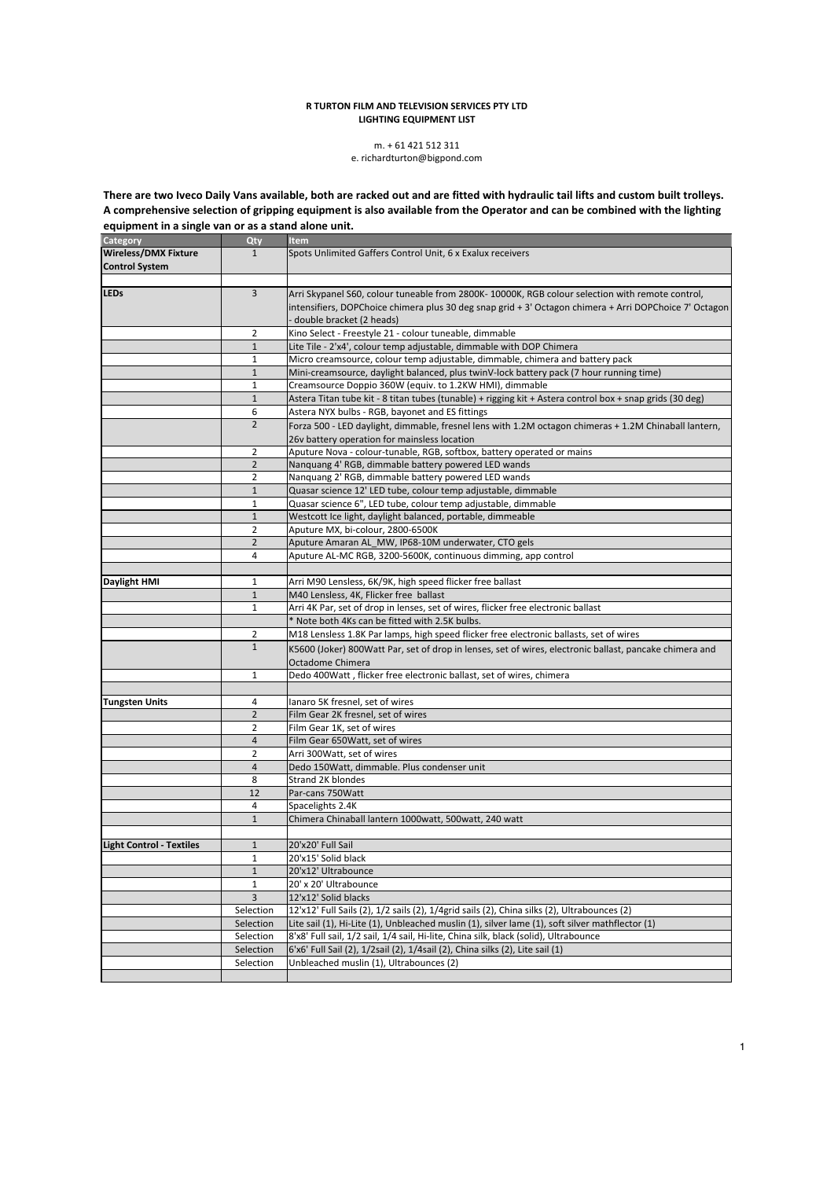**R TURTON FILM AND TELEVISION SERVICES PTY LTD**
**LIGHTING EQUIPMENT LIST**

m. + 61 421 512 311
e. richardturton@bigpond.com

**There are two Iveco Daily Vans available, both are racked out and are fitted with hydraulic tail lifts and custom built trolleys. A comprehensive selection of gripping equipment is also available from the Operator and can be combined with the lighting equipment in a single van or as a stand alone unit.**

| Category | Qty | Item |
|---|---|---|
| **Wireless/DMX Fixture Control System** | 1 | Spots Unlimited Gaffers Control Unit, 6 x Exalux receivers |
| | | |
| **LEDs** | 3 | Arri Skypanel S60, colour tuneable from 2800K- 10000K, RGB colour selection with remote control, intensifiers, DOPChoice chimera plus 30 deg snap grid + 3' Octagon chimera + Arri DOPChoice 7' Octagon - double bracket (2 heads) |
| | 2 | Kino Select - Freestyle 21 - colour tuneable, dimmable |
| | 1 | Lite Tile - 2'x4', colour temp adjustable, dimmable with DOP Chimera |
| | 1 | Micro creamsource, colour temp adjustable, dimmable, chimera and battery pack |
| | 1 | Mini-creamsource, daylight balanced, plus twinV-lock battery pack (7 hour running time) |
| | 1 | Creamsource Doppio 360W (equiv. to 1.2KW HMI), dimmable |
| | 1 | Astera Titan tube kit - 8 titan tubes (tunable) + rigging kit + Astera control box + snap grids (30 deg) |
| | 6 | Astera NYX bulbs - RGB, bayonet and ES fittings |
| | 2 | Forza 500 - LED daylight, dimmable, fresnel lens with 1.2M octagon chimeras + 1.2M Chinaball lantern, 26v battery operation for mainsless location |
| | 2 | Aputure Nova - colour-tunable, RGB, softbox, battery operated or mains |
| | 2 | Nanquang 4' RGB, dimmable battery powered LED wands |
| | 2 | Nanquang 2' RGB, dimmable battery powered LED wands |
| | 1 | Quasar science 12' LED tube, colour temp adjustable, dimmable |
| | 1 | Quasar science 6", LED tube, colour temp adjustable, dimmable |
| | 1 | Westcott Ice light, daylight balanced, portable, dimmeable |
| | 2 | Aputure MX, bi-colour, 2800-6500K |
| | 2 | Aputure Amaran AL_MW, IP68-10M underwater, CTO gels |
| | 4 | Aputure AL-MC RGB, 3200-5600K, continuous dimming, app control |
| | | |
| **Daylight HMI** | 1 | Arri M90 Lensless, 6K/9K, high speed flicker free ballast |
| | 1 | M40 Lensless, 4K, Flicker free ballast |
| | 1 | Arri 4K Par, set of drop in lenses, set of wires, flicker free electronic ballast |
| | | * Note both 4Ks can be fitted with 2.5K bulbs. |
| | 2 | M18 Lensless 1.8K Par lamps, high speed flicker free electronic ballasts, set of wires |
| | 1 | K5600 (Joker) 800Watt Par, set of drop in lenses, set of wires, electronic ballast, pancake chimera and Octadome Chimera |
| | 1 | Dedo 400Watt , flicker free electronic ballast, set of wires, chimera |
| | | |
| **Tungsten Units** | 4 | Ianaro 5K fresnel, set of wires |
| | 2 | Film Gear 2K fresnel, set of wires |
| | 2 | Film Gear 1K, set of wires |
| | 4 | Film Gear 650Watt, set of wires |
| | 2 | Arri 300Watt, set of wires |
| | 4 | Dedo 150Watt, dimmable. Plus condenser unit |
| | 8 | Strand 2K blondes |
| | 12 | Par-cans 750Watt |
| | 4 | Spacelights 2.4K |
| | 1 | Chimera Chinaball lantern 1000watt, 500watt, 240 watt |
| | | |
| **Light Control - Textiles** | 1 | 20'x20' Full Sail |
| | 1 | 20'x15' Solid black |
| | 1 | 20'x12' Ultrabounce |
| | 1 | 20' x 20' Ultrabounce |
| | 3 | 12'x12' Solid blacks |
| | Selection | 12'x12' Full Sails (2), 1/2 sails (2), 1/4grid sails (2), China silks (2), Ultrabounces (2) |
| | Selection | Lite sail (1), Hi-Lite (1), Unbleached muslin (1), silver lame (1), soft silver mathflector (1) |
| | Selection | 8'x8' Full sail, 1/2 sail, 1/4 sail, Hi-lite, China silk, black (solid), Ultrabounce |
| | Selection | 6'x6' Full Sail (2), 1/2sail (2), 1/4sail (2), China silks (2), Lite sail (1) |
| | Selection | Unbleached muslin (1), Ultrabounces (2) |
| | | |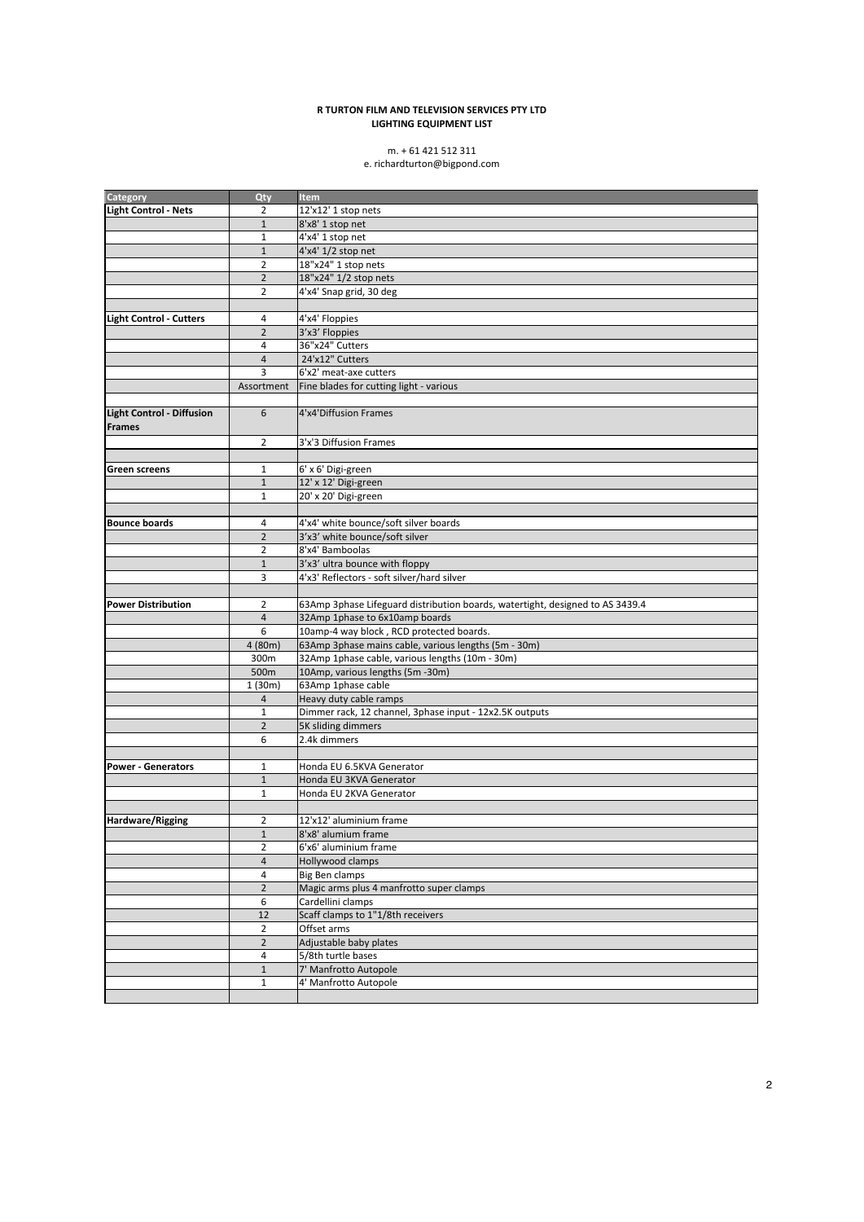**R TURTON FILM AND TELEVISION SERVICES PTY LTD**
**LIGHTING EQUIPMENT LIST**

m. + 61 421 512 311
e. richardturton@bigpond.com

| Category | Qty | Item |
|---|---|---|
| **Light Control - Nets** | 2 | 12'x12' 1 stop nets |
| | 1 | 8'x8' 1 stop net |
| | 1 | 4'x4' 1 stop net |
| | 1 | 4'x4' 1/2 stop net |
| | 2 | 18"x24" 1 stop nets |
| | 2 | 18"x24" 1/2 stop nets |
| | 2 | 4'x4' Snap grid, 30 deg |
| | | |
| **Light Control - Cutters** | 4 | 4'x4' Floppies |
| | 2 | 3'x3' Floppies |
| | 4 | 36"x24" Cutters |
| | 4 | 24'x12" Cutters |
| | 3 | 6'x2' meat-axe cutters |
| | Assortment | Fine blades for cutting light - various |
| | | |
| **Light Control - Diffusion Frames** | 6 | 4'x4'Diffusion Frames |
| | 2 | 3'x'3 Diffusion Frames |
| | | |
| **Green screens** | 1 | 6' x 6' Digi-green |
| | 1 | 12' x 12' Digi-green |
| | 1 | 20' x 20' Digi-green |
| | | |
| **Bounce boards** | 4 | 4'x4' white bounce/soft silver boards |
| | 2 | 3'x3' white bounce/soft silver |
| | 2 | 8'x4' Bamboolas |
| | 1 | 3'x3' ultra bounce with floppy |
| | 3 | 4'x3' Reflectors - soft silver/hard silver |
| | | |
| **Power Distribution** | 2 | 63Amp 3phase Lifeguard distribution boards, watertight, designed to AS 3439.4 |
| | 4 | 32Amp 1phase to 6x10amp boards |
| | 6 | 10amp-4 way block , RCD protected boards. |
| | 4 (80m) | 63Amp 3phase mains cable, various lengths (5m - 30m) |
| | 300m | 32Amp 1phase cable, various lengths (10m - 30m) |
| | 500m | 10Amp, various lengths (5m -30m) |
| | 1 (30m) | 63Amp 1phase cable |
| | 4 | Heavy duty cable ramps |
| | 1 | Dimmer rack, 12 channel, 3phase input - 12x2.5K outputs |
| | 2 | 5K sliding dimmers |
| | 6 | 2.4k dimmers |
| | | |
| **Power - Generators** | 1 | Honda EU 6.5KVA Generator |
| | 1 | Honda EU 3KVA Generator |
| | 1 | Honda EU 2KVA Generator |
| | | |
| **Hardware/Rigging** | 2 | 12'x12' aluminium frame |
| | 1 | 8'x8' alumium frame |
| | 2 | 6'x6' aluminium frame |
| | 4 | Hollywood clamps |
| | 4 | Big Ben clamps |
| | 2 | Magic arms plus 4 manfrotto super clamps |
| | 6 | Cardellini clamps |
| | 12 | Scaff clamps to 1"1/8th receivers |
| | 2 | Offset arms |
| | 2 | Adjustable baby plates |
| | 4 | 5/8th turtle bases |
| | 1 | 7' Manfrotto Autopole |
| | 1 | 4' Manfrotto Autopole |
| | | |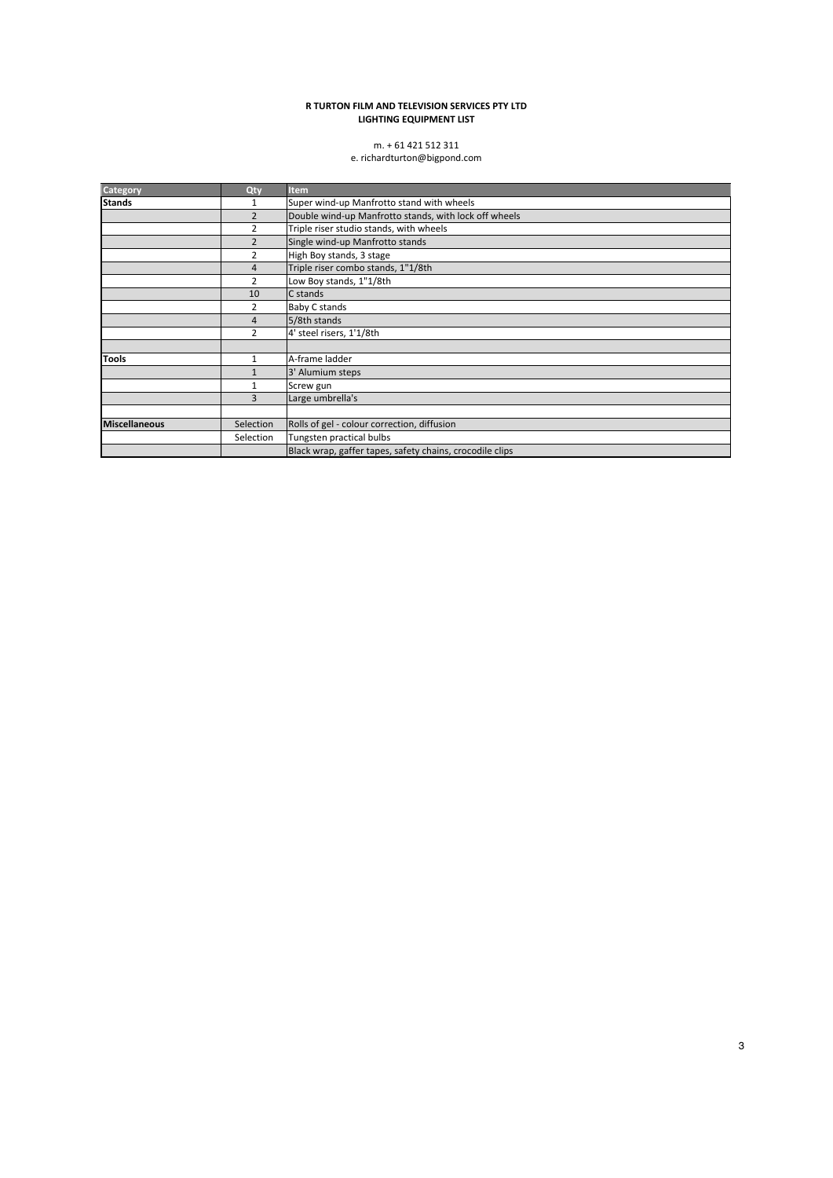**R TURTON FILM AND TELEVISION SERVICES PTY LTD**
**LIGHTING EQUIPMENT LIST**

m. + 61 421 512 311
e. richardturton@bigpond.com

| Category | Qty | Item |
|---|---|---|
| **Stands** | 1 | Super wind-up Manfrotto stand with wheels |
| | 2 | Double wind-up Manfrotto stands, with lock off wheels |
| | 2 | Triple riser studio stands, with wheels |
| | 2 | Single wind-up Manfrotto stands |
| | 2 | High Boy stands, 3 stage |
| | 4 | Triple riser combo stands, 1"1/8th |
| | 2 | Low Boy stands, 1"1/8th |
| | 10 | C stands |
| | 2 | Baby C stands |
| | 4 | 5/8th stands |
| | 2 | 4' steel risers, 1'1/8th |
| | | |
| **Tools** | 1 | A-frame ladder |
| | 1 | 3' Alumium steps |
| | 1 | Screw gun |
| | 3 | Large umbrella's |
| | | |
| **Miscellaneous** | Selection | Rolls of gel - colour correction, diffusion |
| | Selection | Tungsten practical bulbs |
| | | Black wrap, gaffer tapes, safety chains, crocodile clips |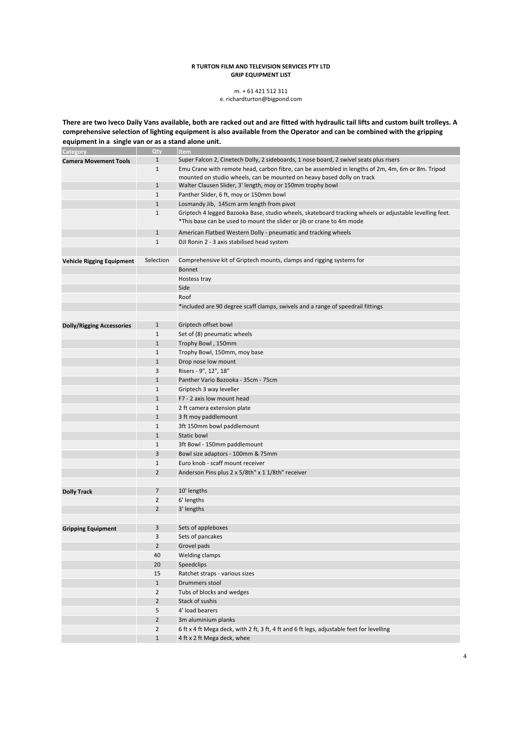**R TURTON FILM AND TELEVISION SERVICES PTY LTD**
**GRIP EQUIPMENT LIST**

m. + 61 421 512 311
e. richardturton@bigpond.com

**There are two Iveco Daily Vans available, both are racked out and are fitted with hydraulic tail lifts and custom built trolleys. A comprehensive selection of lighting equipment is also available from the Operator and can be combined with the gripping equipment in a single van or as a stand alone unit.**

| Category | Qty | Item |
|---|---|---|
| **Camera Movement Tools** | 1 | Super Falcon 2, Cinetech Dolly, 2 sideboards, 1 nose board, 2 swivel seats plus risers |
| | 1 | Emu Crane with remote head, carbon fibre, can be assembled in lengths of 2m, 4m, 6m or 8m. Tripod mounted on studio wheels, can be mounted on heavy based dolly on track |
| | 1 | Walter Clausen Slider, 3' length, moy or 150mm trophy bowl |
| | 1 | Panther Slider, 6 ft, moy or 150mm bowl |
| | 1 | Losmandy Jib, 145cm arm length from pivot |
| | 1 | Griptech 4 legged Bazooka Base, studio wheels, skateboard tracking wheels or adjustable levelling feet. *This base can be used to mount the slider or jib or crane to 4m mode |
| | 1 | American Flatbed Western Dolly - pneumatic and tracking wheels |
| | 1 | DJI Ronin 2 - 3 axis stabilised head system |
| | | |
| **Vehicle Rigging Equipment** | Selection | Comprehensive kit of Griptech mounts, clamps and rigging systems for |
| | | Bonnet |
| | | Hostess tray |
| | | Side |
| | | Roof |
| | | *included are 90 degree scaff clamps, swivels and a range of speedrail fittings |
| | | |
| **Dolly/Rigging Accessories** | 1 | Griptech offset bowl |
| | 1 | Set of (8) pneumatic wheels |
| | 1 | Trophy Bowl , 150mm |
| | 1 | Trophy Bowl, 150mm, moy base |
| | 1 | Drop nose low mount |
| | 3 | Risers - 9", 12", 18" |
| | 1 | Panther Vario Bazooka - 35cm - 75cm |
| | 1 | Griptech 3 way leveller |
| | 1 | F7 - 2 axis low mount head |
| | 1 | 2 ft camera extension plate |
| | 1 | 3 ft moy paddlemount |
| | 1 | 3ft 150mm bowl paddlemount |
| | 1 | Static bowl |
| | 1 | 3ft Bowl - 150mm paddlemount |
| | 3 | Bowl size adaptors - 100mm & 75mm |
| | 1 | Euro knob - scaff mount receiver |
| | 2 | Anderson Pins plus 2 x 5/8th" x 1 1/8th" receiver |
| | | |
| **Dolly Track** | 7 | 10' lengths |
| | 2 | 6' lengths |
| | 2 | 3' lengths |
| | | |
| **Gripping Equipment** | 3 | Sets of appleboxes |
| | 3 | Sets of pancakes |
| | 2 | Grovel pads |
| | 40 | Welding clamps |
| | 20 | Speedclips |
| | 15 | Ratchet straps - various sizes |
| | 1 | Drummers stool |
| | 2 | Tubs of blocks and wedges |
| | 2 | Stack of sushis |
| | 5 | 4' load bearers |
| | 2 | 3m aluminium planks |
| | 2 | 6 ft x 4 ft Mega deck, with 2 ft, 3 ft, 4 ft and 6 ft legs, adjustable feet for levelling |
| | 1 | 4 ft x 2 ft Mega deck, whee |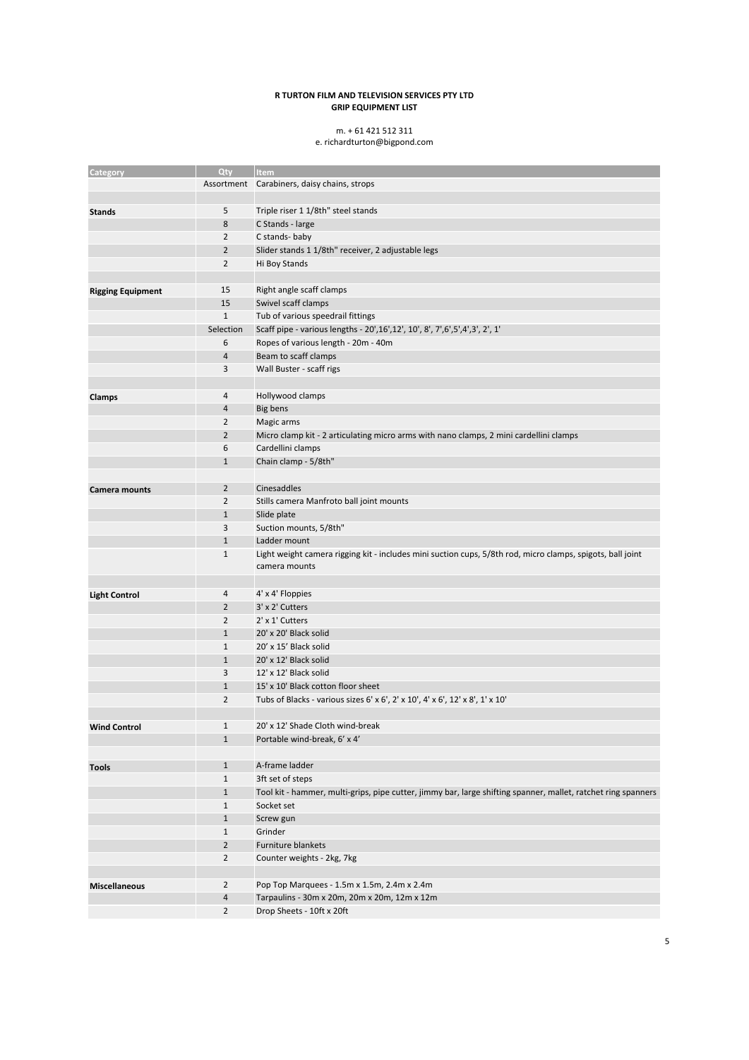**R TURTON FILM AND TELEVISION SERVICES PTY LTD**
**GRIP EQUIPMENT LIST**

m. + 61 421 512 311
e. richardturton@bigpond.com

| Category | Qty | Item |
|---|---|---|
| | Assortment | Carabiners, daisy chains, strops |
| | | |
| **Stands** | 5 | Triple riser 1 1/8th" steel stands |
| | 8 | C Stands - large |
| | 2 | C stands- baby |
| | 2 | Slider stands 1 1/8th" receiver, 2 adjustable legs |
| | 2 | Hi Boy Stands |
| | | |
| **Rigging Equipment** | 15 | Right angle scaff clamps |
| | 15 | Swivel scaff clamps |
| | 1 | Tub of various speedrail fittings |
| | Selection | Scaff pipe - various lengths - 20',16',12', 10', 8', 7',6',5',4',3', 2', 1' |
| | 6 | Ropes of various length - 20m - 40m |
| | 4 | Beam to scaff clamps |
| | 3 | Wall Buster - scaff rigs |
| | | |
| **Clamps** | 4 | Hollywood clamps |
| | 4 | Big bens |
| | 2 | Magic arms |
| | 2 | Micro clamp kit - 2 articulating micro arms with nano clamps, 2 mini cardellini clamps |
| | 6 | Cardellini clamps |
| | 1 | Chain clamp - 5/8th" |
| | | |
| **Camera mounts** | 2 | Cinesaddles |
| | 2 | Stills camera Manfroto ball joint mounts |
| | 1 | Slide plate |
| | 3 | Suction mounts, 5/8th" |
| | 1 | Ladder mount |
| | 1 | Light weight camera rigging kit - includes mini suction cups, 5/8th rod, micro clamps, spigots, ball joint camera mounts |
| | | |
| **Light Control** | 4 | 4' x 4' Floppies |
| | 2 | 3' x 2' Cutters |
| | 2 | 2' x 1' Cutters |
| | 1 | 20' x 20' Black solid |
| | 1 | 20' x 15' Black solid |
| | 1 | 20' x 12' Black solid |
| | 3 | 12' x 12' Black solid |
| | 1 | 15' x 10' Black cotton floor sheet |
| | 2 | Tubs of Blacks - various sizes 6' x 6', 2' x 10', 4' x 6', 12' x 8', 1' x 10' |
| | | |
| **Wind Control** | 1 | 20' x 12' Shade Cloth wind-break |
| | 1 | Portable wind-break, 6' x 4' |
| | | |
| **Tools** | 1 | A-frame ladder |
| | 1 | 3ft set of steps |
| | 1 | Tool kit - hammer, multi-grips, pipe cutter, jimmy bar, large shifting spanner, mallet, ratchet ring spanners |
| | 1 | Socket set |
| | 1 | Screw gun |
| | 1 | Grinder |
| | 2 | Furniture blankets |
| | 2 | Counter weights - 2kg, 7kg |
| | | |
| **Miscellaneous** | 2 | Pop Top Marquees - 1.5m x 1.5m, 2.4m x 2.4m |
| | 4 | Tarpaulins - 30m x 20m, 20m x 20m, 12m x 12m |
| | 2 | Drop Sheets - 10ft x 20ft |